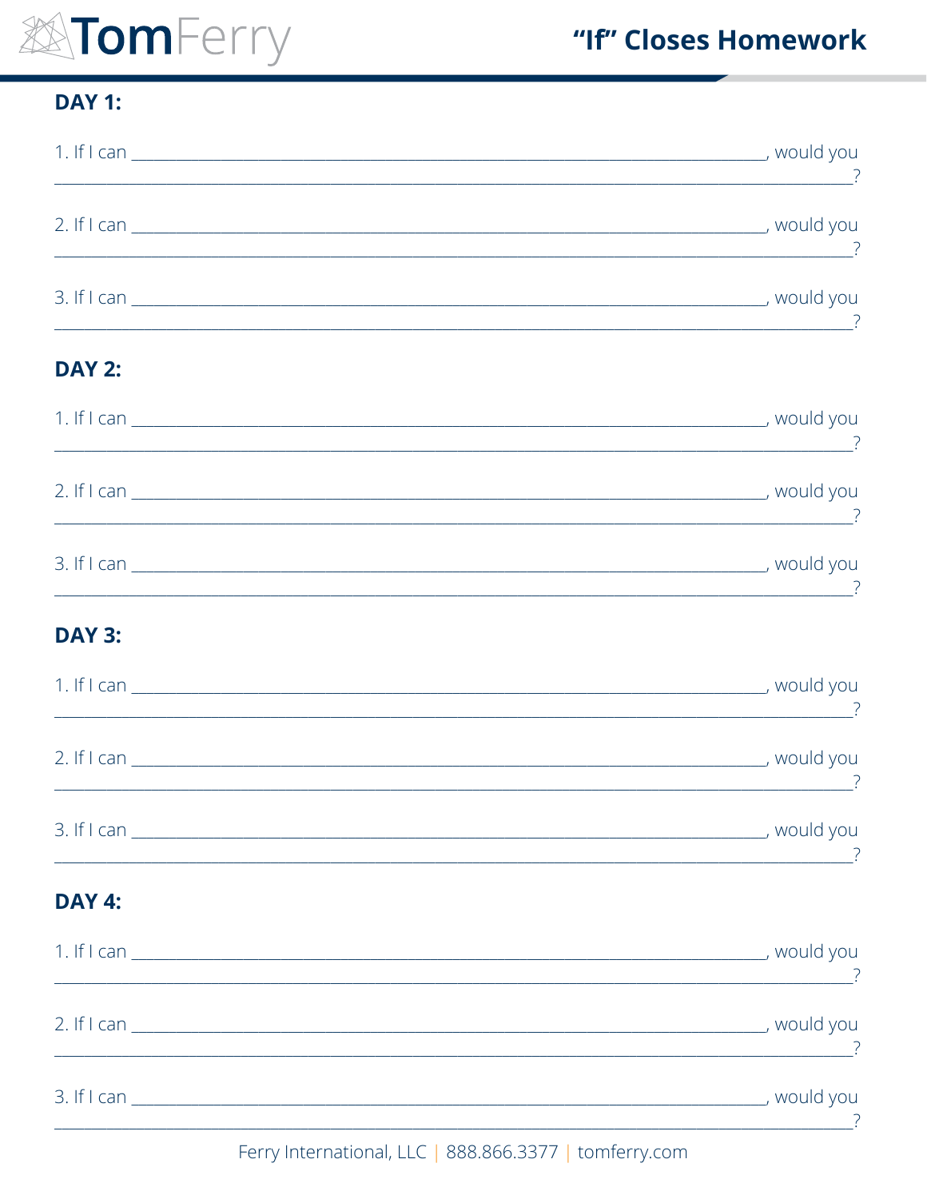# "If" Closes Homework

## DAY 1:

1. If I can \_\_\_\_\_\_\_\_\_\_\_\_\_\_\_\_\_\_\_\_\_\_\_\_\_\_\_\_\_\_\_\_\_\_\_\_\_\_\_\_, would you \_\_\_\_\_\_\_\_\_\_\_\_\_\_\_\_\_\_\_\_\_\_\_\_\_\_\_\_\_\_\_\_\_\_\_\_\_\_\_\_?

2. If I can \_\_\_\_\_\_\_\_\_\_\_\_\_\_\_\_\_\_\_\_\_\_\_\_\_\_\_\_\_\_\_\_\_\_\_\_\_\_\_\_, would you \_\_\_\_\_\_\_\_\_\_\_\_\_\_\_\_\_\_\_\_\_\_\_\_\_\_\_\_\_\_\_\_\_\_\_\_\_\_\_\_?

3. If I can \_\_\_\_\_\_\_\_\_\_\_\_\_\_\_\_\_\_\_\_\_\_\_\_\_\_\_\_\_\_\_\_\_\_\_\_\_\_\_\_, would you \_\_\_\_\_\_\_\_\_\_\_\_\_\_\_\_\_\_\_\_\_\_\_\_\_\_\_\_\_\_\_\_\_\_\_\_\_\_\_\_?

## DAY 2:

1. If I can \_\_\_\_\_\_\_\_\_\_\_\_\_\_\_\_\_\_\_\_\_\_\_\_\_\_\_\_\_\_\_\_\_\_\_\_\_\_\_\_, would you \_\_\_\_\_\_\_\_\_\_\_\_\_\_\_\_\_\_\_\_\_\_\_\_\_\_\_\_\_\_\_\_\_\_\_\_\_\_\_\_?

2. If I can \_\_\_\_\_\_\_\_\_\_\_\_\_\_\_\_\_\_\_\_\_\_\_\_\_\_\_\_\_\_\_\_\_\_\_\_\_\_\_\_, would you \_\_\_\_\_\_\_\_\_\_\_\_\_\_\_\_\_\_\_\_\_\_\_\_\_\_\_\_\_\_\_\_\_\_\_\_\_\_\_\_?

3. If I can \_\_\_\_\_\_\_\_\_\_\_\_\_\_\_\_\_\_\_\_\_\_\_\_\_\_\_\_\_\_\_\_\_\_\_\_\_\_\_\_, would you \_\_\_\_\_\_\_\_\_\_\_\_\_\_\_\_\_\_\_\_\_\_\_\_\_\_\_\_\_\_\_\_\_\_\_\_\_\_\_\_?

## DAY 3:

1. If I can \_\_\_\_\_\_\_\_\_\_\_\_\_\_\_\_\_\_\_\_\_\_\_\_\_\_\_\_\_\_\_\_\_\_\_\_\_\_\_\_, would you \_\_\_\_\_\_\_\_\_\_\_\_\_\_\_\_\_\_\_\_\_\_\_\_\_\_\_\_\_\_\_\_\_\_\_\_\_\_\_\_?

2. If I can \_\_\_\_\_\_\_\_\_\_\_\_\_\_\_\_\_\_\_\_\_\_\_\_\_\_\_\_\_\_\_\_\_\_\_\_\_\_\_\_, would you \_\_\_\_\_\_\_\_\_\_\_\_\_\_\_\_\_\_\_\_\_\_\_\_\_\_\_\_\_\_\_\_\_\_\_\_\_\_\_\_?

3. If I can \_\_\_\_\_\_\_\_\_\_\_\_\_\_\_\_\_\_\_\_\_\_\_\_\_\_\_\_\_\_\_\_\_\_\_\_\_\_\_\_, would you \_\_\_\_\_\_\_\_\_\_\_\_\_\_\_\_\_\_\_\_\_\_\_\_\_\_\_\_\_\_\_\_\_\_\_\_\_\_\_\_?

## DAY 4:

1. If I can \_\_\_\_\_\_\_\_\_\_\_\_\_\_\_\_\_\_\_\_\_\_\_\_\_\_\_\_\_\_\_\_\_\_\_\_\_\_\_\_, would you \_\_\_\_\_\_\_\_\_\_\_\_\_\_\_\_\_\_\_\_\_\_\_\_\_\_\_\_\_\_\_\_\_\_\_\_\_\_\_\_?

2. If I can \_\_\_\_\_\_\_\_\_\_\_\_\_\_\_\_\_\_\_\_\_\_\_\_\_\_\_\_\_\_\_\_\_\_\_\_\_\_\_\_, would you \_\_\_\_\_\_\_\_\_\_\_\_\_\_\_\_\_\_\_\_\_\_\_\_\_\_\_\_\_\_\_\_\_\_\_\_\_\_\_\_?

3. If I can \_\_\_\_\_\_\_\_\_\_\_\_\_\_\_\_\_\_\_\_\_\_\_\_\_\_\_\_\_\_\_\_\_\_\_\_\_\_\_\_, would you \_\_\_\_\_\_\_\_\_\_\_\_\_\_\_\_\_\_\_\_\_\_\_\_\_\_\_\_\_\_\_\_\_\_\_\_\_\_\_\_?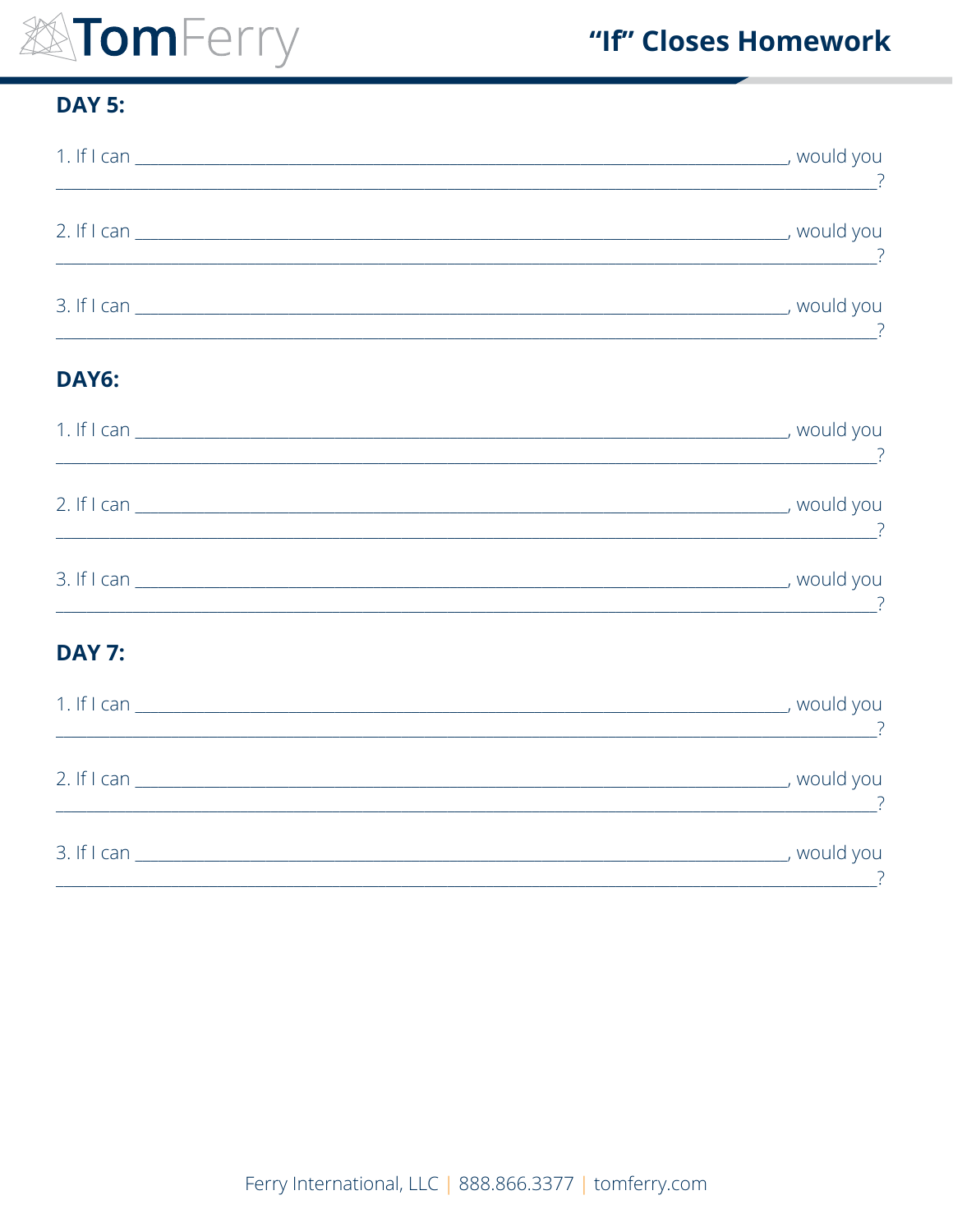## DAY 5:

1. If I can ______________________________________________________________________, would you ________________________________________________________________________________?

2. If I can ______________________________________________________________________, would you ________________________________________________________________________________?

3. If I can ______________________________________________________________________, would you ________________________________________________________________________________?

## DAY6:

1. If I can ______________________________________________________________________, would you ________________________________________________________________________________?

2. If I can ______________________________________________________________________, would you ________________________________________________________________________________?

3. If I can ______________________________________________________________________, would you ________________________________________________________________________________?

## DAY 7:

1. If I can ______________________________________________________________________, would you ________________________________________________________________________________?

2. If I can ______________________________________________________________________, would you ________________________________________________________________________________?

3. If I can ______________________________________________________________________, would you ________________________________________________________________________________?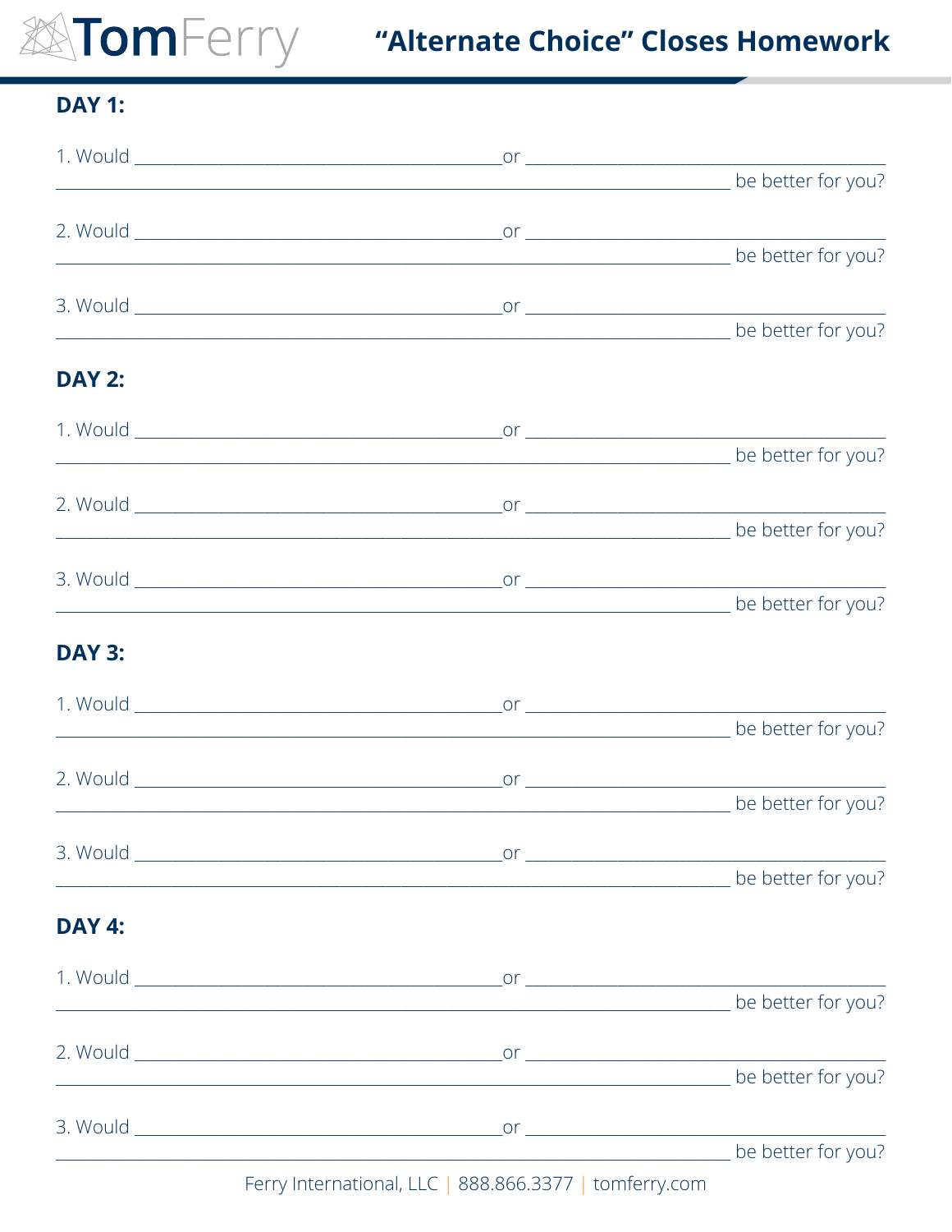# "Alternate Choice" Closes Homework

## DAY 1:

1. Would ________________________________ or ________________________________
________________________________________________________ be better for you?

2. Would ________________________________ or ________________________________
________________________________________________________ be better for you?

3. Would ________________________________ or ________________________________
________________________________________________________ be better for you?

## DAY 2:

1. Would ________________________________ or ________________________________
________________________________________________________ be better for you?

2. Would ________________________________ or ________________________________
________________________________________________________ be better for you?

3. Would ________________________________ or ________________________________
________________________________________________________ be better for you?

## DAY 3:

1. Would ________________________________ or ________________________________
________________________________________________________ be better for you?

2. Would ________________________________ or ________________________________
________________________________________________________ be better for you?

3. Would ________________________________ or ________________________________
________________________________________________________ be better for you?

## DAY 4:

1. Would ________________________________ or ________________________________
________________________________________________________ be better for you?

2. Would ________________________________ or ________________________________
________________________________________________________ be better for you?

3. Would ________________________________ or ________________________________
________________________________________________________ be better for you?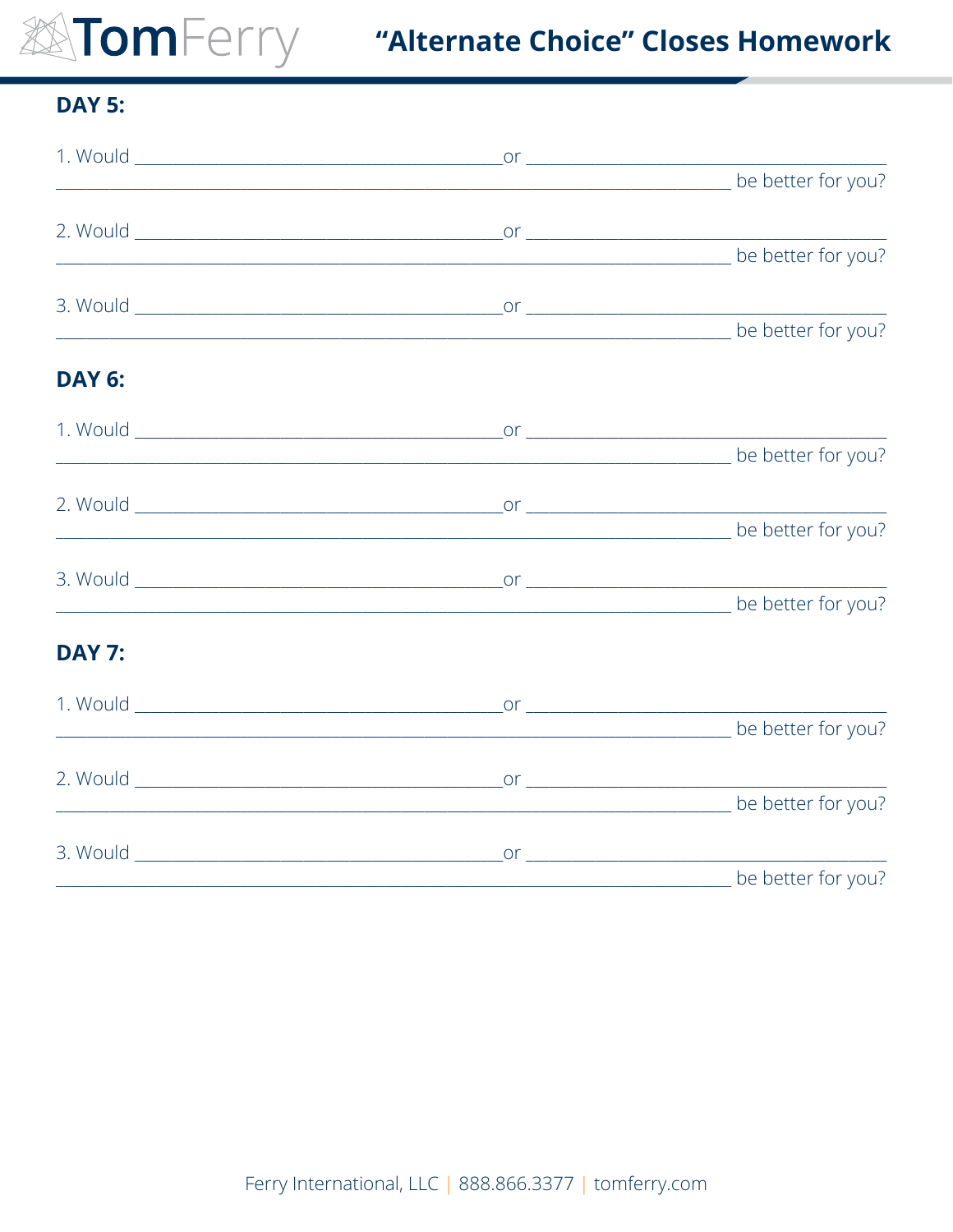# "Alternate Choice" Closes Homework

## DAY 5:

1. Would ________________________________ or ________________________________
________________________________________________________ be better for you?

2. Would ________________________________ or ________________________________
________________________________________________________ be better for you?

3. Would ________________________________ or ________________________________
________________________________________________________ be better for you?

## DAY 6:

1. Would ________________________________ or ________________________________
________________________________________________________ be better for you?

2. Would ________________________________ or ________________________________
________________________________________________________ be better for you?

3. Would ________________________________ or ________________________________
________________________________________________________ be better for you?

## DAY 7:

1. Would ________________________________ or ________________________________
________________________________________________________ be better for you?

2. Would ________________________________ or ________________________________
________________________________________________________ be better for you?

3. Would ________________________________ or ________________________________
________________________________________________________ be better for you?